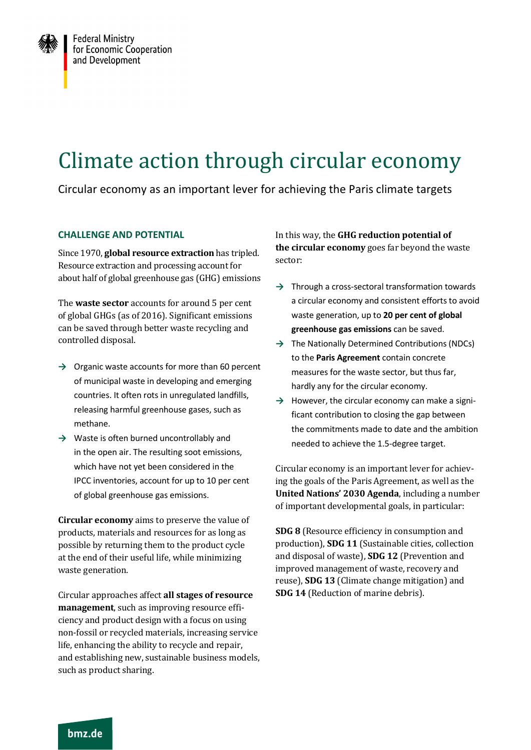Federal Ministry for Economic Cooperation and Development

# Climate action through circular economy

Circular economy as an important lever for achieving the Paris climate targets

## CHALLENGE AND POTENTIAL

Since 1970, **global resource extraction** has tripled. Resource extraction and processing account for about half of global greenhouse gas (GHG) emissions

The **waste sector** accounts for around 5 per cent of global GHGs (as of 2016). Significant emissions can be saved through better waste recycling and controlled disposal.

→ Organic waste accounts for more than 60 percent of municipal waste in developing and emerging countries. It often rots in unregulated landfills, releasing harmful greenhouse gases, such as methane.

→ Waste is often burned uncontrollably and in the open air. The resulting soot emissions, which have not yet been considered in the IPCC inventories, account for up to 10 per cent of global greenhouse gas emissions.

**Circular economy** aims to preserve the value of products, materials and resources for as long as possible by returning them to the product cycle at the end of their useful life, while minimizing waste generation.

Circular approaches affect **all stages of resource management**, such as improving resource efficiency and product design with a focus on using non-fossil or recycled materials, increasing service life, enhancing the ability to recycle and repair, and establishing new, sustainable business models, such as product sharing.

In this way, the **GHG reduction potential of the circular economy** goes far beyond the waste sector:

→ Through a cross-sectoral transformation towards a circular economy and consistent efforts to avoid waste generation, up to **20 per cent of global greenhouse gas emissions** can be saved.

→ The Nationally Determined Contributions (NDCs) to the **Paris Agreement** contain concrete measures for the waste sector, but thus far, hardly any for the circular economy.

→ However, the circular economy can make a significant contribution to closing the gap between the commitments made to date and the ambition needed to achieve the 1.5-degree target.

Circular economy is an important lever for achieving the goals of the Paris Agreement, as well as the **United Nations' 2030 Agenda**, including a number of important developmental goals, in particular:

**SDG 8** (Resource efficiency in consumption and production), **SDG 11** (Sustainable cities, collection and disposal of waste), **SDG 12** (Prevention and improved management of waste, recovery and reuse), **SDG 13** (Climate change mitigation) and **SDG 14** (Reduction of marine debris).

bmz.de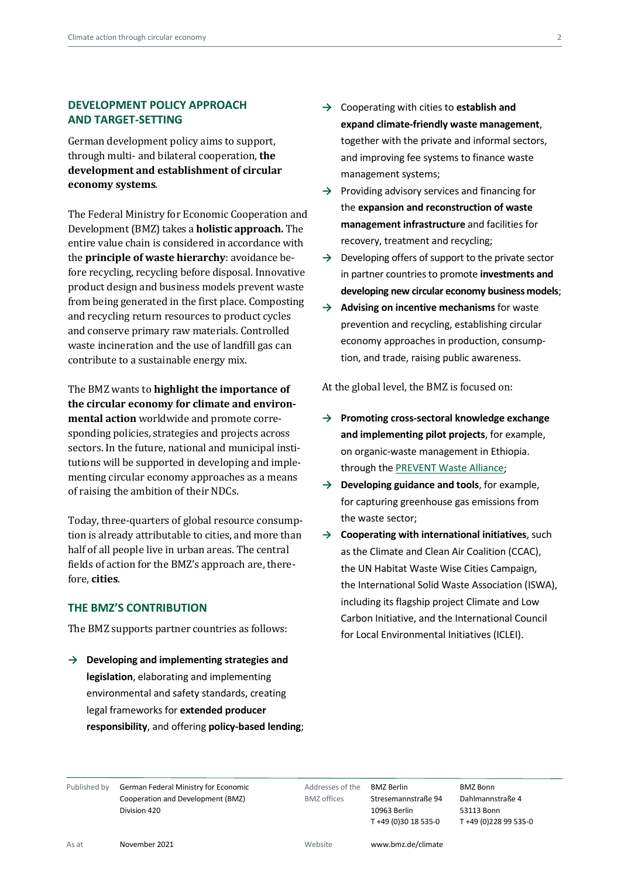## DEVELOPMENT POLICY APPROACH AND TARGET-SETTING

German development policy aims to support, through multi- and bilateral cooperation, **the development and establishment of circular economy systems**.

The Federal Ministry for Economic Cooperation and Development (BMZ) takes a **holistic approach.** The entire value chain is considered in accordance with the **principle of waste hierarchy**: avoidance before recycling, recycling before disposal. Innovative product design and business models prevent waste from being generated in the first place. Composting and recycling return resources to product cycles and conserve primary raw materials. Controlled waste incineration and the use of landfill gas can contribute to a sustainable energy mix.

The BMZ wants to **highlight the importance of the circular economy for climate and environmental action** worldwide and promote corresponding policies, strategies and projects across sectors. In the future, national and municipal institutions will be supported in developing and implementing circular economy approaches as a means of raising the ambition of their NDCs.

Today, three-quarters of global resource consumption is already attributable to cities, and more than half of all people live in urban areas. The central fields of action for the BMZ's approach are, therefore, **cities**.

## THE BMZ'S CONTRIBUTION

The BMZ supports partner countries as follows:

- → **Developing and implementing strategies and legislation**, elaborating and implementing environmental and safety standards, creating legal frameworks for **extended producer responsibility**, and offering **policy-based lending**;
- → Cooperating with cities to **establish and expand climate-friendly waste management**, together with the private and informal sectors, and improving fee systems to finance waste management systems;
- → Providing advisory services and financing for the **expansion and reconstruction of waste management infrastructure** and facilities for recovery, treatment and recycling;
- → Developing offers of support to the private sector in partner countries to promote **investments and developing new circular economy business models**;
- → **Advising on incentive mechanisms** for waste prevention and recycling, establishing circular economy approaches in production, consumption, and trade, raising public awareness.

At the global level, the BMZ is focused on:

- → **Promoting cross-sectoral knowledge exchange and implementing pilot projects**, for example, on organic-waste management in Ethiopia. through the PREVENT Waste Alliance;
- → **Developing guidance and tools**, for example, for capturing greenhouse gas emissions from the waste sector;
- → **Cooperating with international initiatives**, such as the Climate and Clean Air Coalition (CCAC), the UN Habitat Waste Wise Cities Campaign, the International Solid Waste Association (ISWA), including its flagship project Climate and Low Carbon Initiative, and the International Council for Local Environmental Initiatives (ICLEI).

| | | | | |
|---|---|---|---|---|
| Published by | German Federal Ministry for Economic Cooperation and Development (BMZ) Division 420 | Addresses of the BMZ offices | BMZ Berlin<br>Stresemannstraße 94<br>10963 Berlin<br>T +49 (0)30 18 535-0 | BMZ Bonn<br>Dahlmannstraße 4<br>53113 Bonn<br>T +49 (0)228 99 535-0 |
| As at | November 2021 | Website | www.bmz.de/climate | |